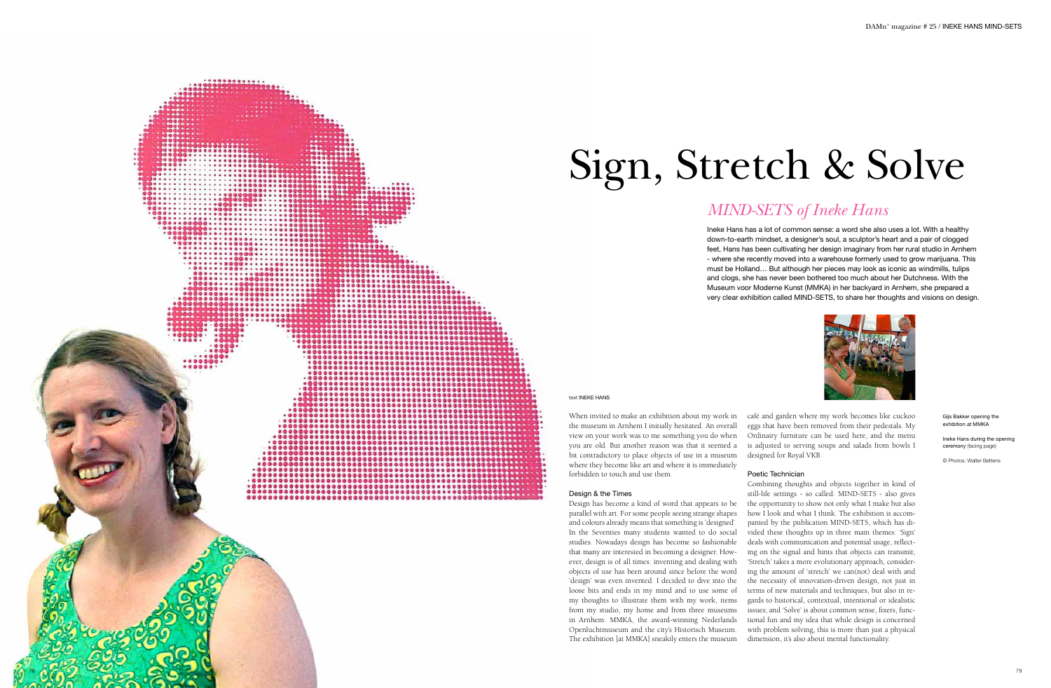# Sign, Stretch & Solve

## *MIND-SETS of Ineke Hans*

Ineke Hans has a lot of common sense: a word she also uses a lot. With a healthy down-to-earth mindset, a designer's soul, a sculptor's heart and a pair of clogged feet, Hans has been cultivating her design imaginary from her rural studio in Arnhem - where she recently moved into a warehouse formerly used to grow marijuana. This must be Holland… But although her pieces may look as iconic as windmills, tulips and clogs, she has never been bothered too much about her Dutchness. With the Museum voor Moderne Kunst (MMKA) in her backyard in Arnhem, she prepared a very clear exhibition called MIND-SETS, to share her thoughts and visions on design.

text INEKE HANS

When invited to make an exhibition about my work in the museum in Arnhem I initially hesitated. An overall view on your work was to me something you do when you are old. But another reason was that it seemed a bit contradictory to place objects of use in a museum where they become like art and where it is immediately forbidden to touch and use them.

### Design & the Times

Design has become a kind of word that appears to be parallel with art. For some people seeing strange shapes and colours already means that something is 'designed'. In the Seventies many students wanted to do social studies. Nowadays design has become so fashionable that many are interested in becoming a designer. However, design is of all times: inventing and dealing with objects of use has been around since before the word 'design' was even invented. I decided to dive into the loose bits and ends in my mind and to use some of my thoughts to illustrate them with my work, items from my studio, my home and from three museums in Arnhem: MMKA, the award-winning Nederlands Openluchtmuseum and the city's Historisch Museum. The exhibition [at MMKA] sneakily enters the museum café and garden where my work becomes like cuckoo eggs that have been removed from their pedestals. My Ordinairy furniture can be used here, and the menu is adjusted to serving soups and salads from bowls I designed for Royal VKB.

### Poetic Technician

Combining thoughts and objects together in kind of still-life settings - so called: MIND-SETS - also gives the opportunity to show not only what I make but also how I look and what I think. The exhibition is accompanied by the publication MIND-SETS, which has divided these thoughts up in three main themes: 'Sign' deals with communication and potential usage, reflecting on the signal and hints that objects can transmit; 'Stretch' takes a more evolutionary approach, considering the amount of 'stretch' we can(not) deal with and the necessity of innovation-driven design, not just in terms of new materials and techniques, but also in regards to historical, contextual, intentional or idealistic issues; and 'Solve' is about common sense, fixers, functional fun and my idea that while design is concerned with problem solving, this is more than just a physical dimension, it's also about mental functionality.

Gijs Bakker opening the exhibition at MMKA

Ineke Hans during the opening ceremony (facing page)

© Photos: Walter Bettens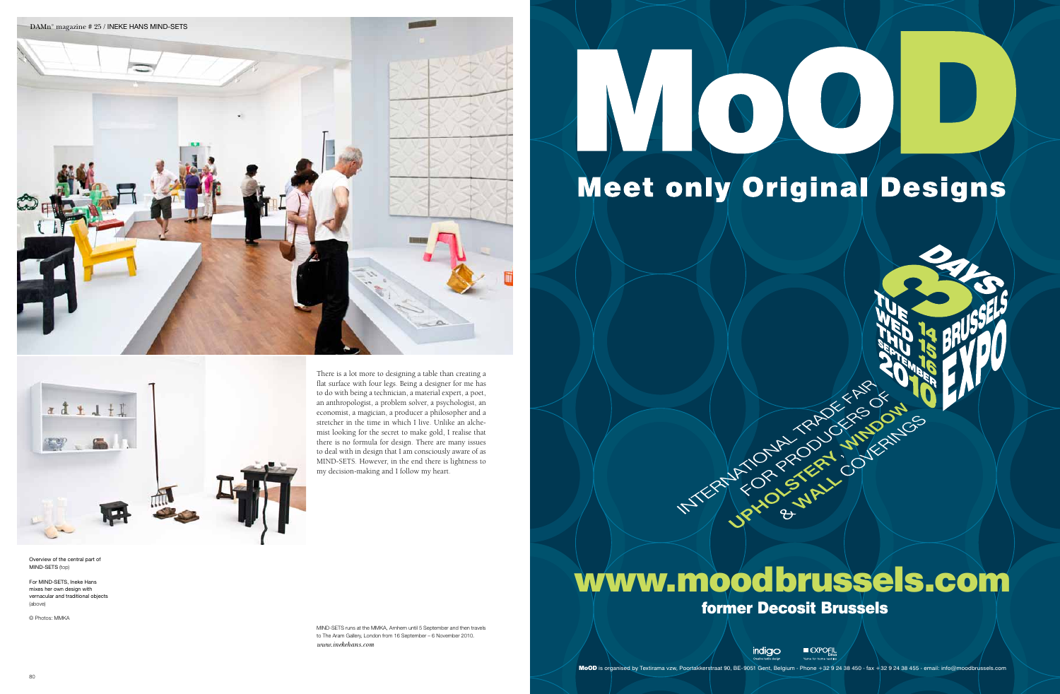There is a lot more to designing a table than creating a flat surface with four legs. Being a designer for me has to do with being a technician, a material expert, a poet, an anthropologist, a problem solver, a psychologist, an economist, a magician, a producer a philosopher and a stretcher in the time in which I live. Unlike an alchemist looking for the secret to make gold, I realise that there is no formula for design. There are many issues to deal with in design that I am consciously aware of as MIND-SETS. However, in the end there is lightness to my decision-making and I follow my heart.

Overview of the central part of MIND-SETS (top)

For MIND-SETS, Ineke Hans mixes her own design with vernacular and traditional objects (above)

© Photos: MMKA

MIND-SETS runs at the MMKA, Arnhem until 5 September and then travels to The Aram Gallery, London from 16 September – 6 November 2010.
*www.inekehans.com*

# MoOD

## Meet only Original Designs

3 DAYS
TUE 14 WED 15 THU 16 SEPTEMBER 2010
BRUSSELS EXPO

INTERNATIONAL TRADE FAIR FOR PRODUCERS OF UPHOLSTERY, WINDOW & WALL COVERINGS

## www.moodbrussels.com

**former Decosit Brussels**

indigo EXPOFIL

**MoOD** is organised by Textirama vzw, Poortakkerstraat 90, BE-9051 Gent, Belgium - Phone +32 9 24 38 450 - fax +32 9 24 38 455 - email: info@moodbrussels.com